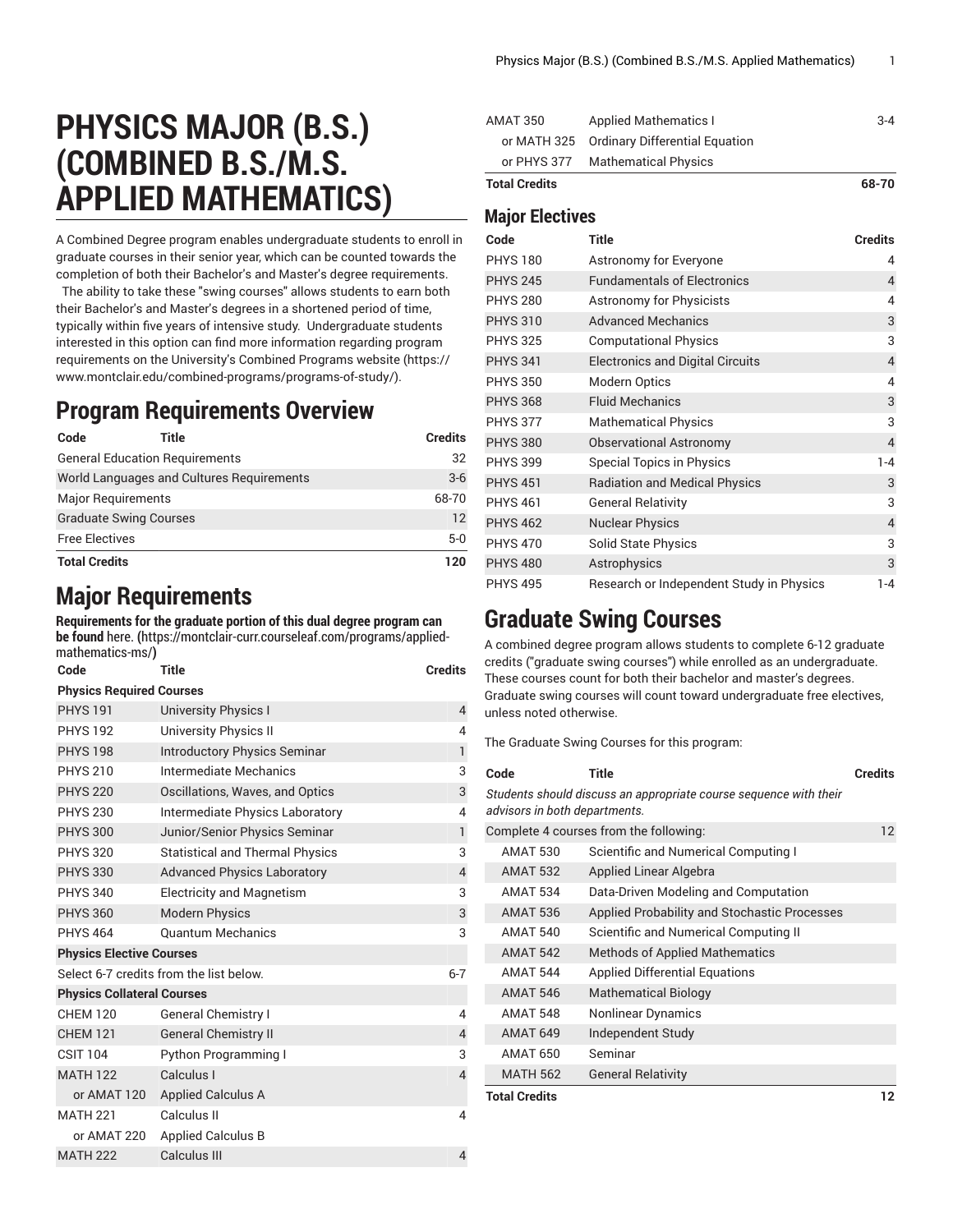# PHYSICS MAJOR (B.S.) (COMBINED B.S./M.S. APPLIED MATHEMATICS)

A Combined Degree program enables undergraduate students to enroll in graduate courses in their senior year, which can be counted towards the completion of both their Bachelor's and Master's degree requirements. The ability to take these "swing courses" allows students to earn both their Bachelor's and Master's degrees in a shortened period of time, typically within five years of intensive study. Undergraduate students interested in this option can find more information regarding program requirements on the University's Combined Programs website (https://www.montclair.edu/combined-programs/programs-of-study/).

## Program Requirements Overview

| Code | Title | Credits |
|---|---|---|
| General Education Requirements | | 32 |
| World Languages and Cultures Requirements | | 3-6 |
| Major Requirements | | 68-70 |
| Graduate Swing Courses | | 12 |
| Free Electives | | 5-0 |
| **Total Credits** | | **120** |

## Major Requirements

**Requirements for the graduate portion of this dual degree program can be found** here. (https://montclair-curr.courseleaf.com/programs/applied-mathematics-ms/)

| Code | Title | Credits |
|---|---|---|
| **Physics Required Courses** | | |
| PHYS 191 | University Physics I | 4 |
| PHYS 192 | University Physics II | 4 |
| PHYS 198 | Introductory Physics Seminar | 1 |
| PHYS 210 | Intermediate Mechanics | 3 |
| PHYS 220 | Oscillations, Waves, and Optics | 3 |
| PHYS 230 | Intermediate Physics Laboratory | 4 |
| PHYS 300 | Junior/Senior Physics Seminar | 1 |
| PHYS 320 | Statistical and Thermal Physics | 3 |
| PHYS 330 | Advanced Physics Laboratory | 4 |
| PHYS 340 | Electricity and Magnetism | 3 |
| PHYS 360 | Modern Physics | 3 |
| PHYS 464 | Quantum Mechanics | 3 |
| **Physics Elective Courses** | | |
| Select 6-7 credits from the list below. | | 6-7 |
| **Physics Collateral Courses** | | |
| CHEM 120 | General Chemistry I | 4 |
| CHEM 121 | General Chemistry II | 4 |
| CSIT 104 | Python Programming I | 3 |
| MATH 122 | Calculus I | 4 |
| or AMAT 120 | Applied Calculus A | |
| MATH 221 | Calculus II | 4 |
| or AMAT 220 | Applied Calculus B | |
| MATH 222 | Calculus III | 4 |
| AMAT 350 | Applied Mathematics I | 3-4 |
| or MATH 325 | Ordinary Differential Equation | |
| or PHYS 377 | Mathematical Physics | |
| **Total Credits** | | **68-70** |

### Major Electives

| Code | Title | Credits |
|---|---|---|
| PHYS 180 | Astronomy for Everyone | 4 |
| PHYS 245 | Fundamentals of Electronics | 4 |
| PHYS 280 | Astronomy for Physicists | 4 |
| PHYS 310 | Advanced Mechanics | 3 |
| PHYS 325 | Computational Physics | 3 |
| PHYS 341 | Electronics and Digital Circuits | 4 |
| PHYS 350 | Modern Optics | 4 |
| PHYS 368 | Fluid Mechanics | 3 |
| PHYS 377 | Mathematical Physics | 3 |
| PHYS 380 | Observational Astronomy | 4 |
| PHYS 399 | Special Topics in Physics | 1-4 |
| PHYS 451 | Radiation and Medical Physics | 3 |
| PHYS 461 | General Relativity | 3 |
| PHYS 462 | Nuclear Physics | 4 |
| PHYS 470 | Solid State Physics | 3 |
| PHYS 480 | Astrophysics | 3 |
| PHYS 495 | Research or Independent Study in Physics | 1-4 |

## Graduate Swing Courses

A combined degree program allows students to complete 6-12 graduate credits ("graduate swing courses") while enrolled as an undergraduate. These courses count for both their bachelor and master's degrees. Graduate swing courses will count toward undergraduate free electives, unless noted otherwise.

The Graduate Swing Courses for this program:

| Code | Title | Credits |
|---|---|---|
| *Students should discuss an appropriate course sequence with their advisors in both departments.* | | |
| Complete 4 courses from the following: | | 12 |
| AMAT 530 | Scientific and Numerical Computing I | |
| AMAT 532 | Applied Linear Algebra | |
| AMAT 534 | Data-Driven Modeling and Computation | |
| AMAT 536 | Applied Probability and Stochastic Processes | |
| AMAT 540 | Scientific and Numerical Computing II | |
| AMAT 542 | Methods of Applied Mathematics | |
| AMAT 544 | Applied Differential Equations | |
| AMAT 546 | Mathematical Biology | |
| AMAT 548 | Nonlinear Dynamics | |
| AMAT 649 | Independent Study | |
| AMAT 650 | Seminar | |
| MATH 562 | General Relativity | |
| **Total Credits** | | **12** |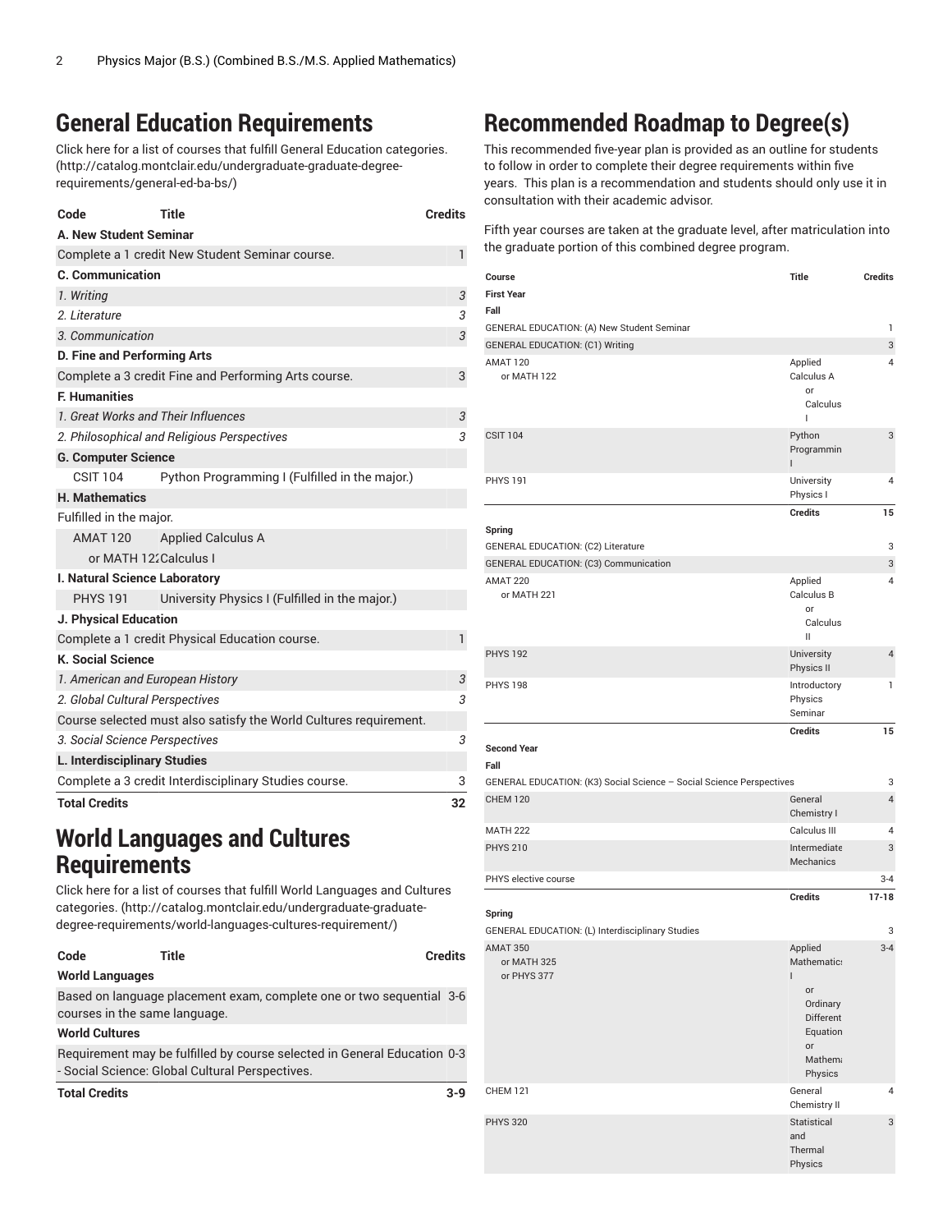## General Education Requirements

Click here for a list of courses that fulfill General Education categories. (http://catalog.montclair.edu/undergraduate-graduate-degree-requirements/general-ed-ba-bs/)

| Code | Title | Credits |
|---|---|---|
| **A. New Student Seminar** | | |
| Complete a 1 credit New Student Seminar course. | | 1 |
| **C. Communication** | | |
| *1. Writing* | | *3* |
| *2. Literature* | | *3* |
| *3. Communication* | | *3* |
| **D. Fine and Performing Arts** | | |
| Complete a 3 credit Fine and Performing Arts course. | | 3 |
| **F. Humanities** | | |
| *1. Great Works and Their Influences* | | *3* |
| *2. Philosophical and Religious Perspectives* | | *3* |
| **G. Computer Science** | | |
| CSIT 104 | Python Programming I (Fulfilled in the major.) | |
| **H. Mathematics** | | |
| Fulfilled in the major. | | |
| AMAT 120 | Applied Calculus A | |
| or MATH 122 | Calculus I | |
| **I. Natural Science Laboratory** | | |
| PHYS 191 | University Physics I (Fulfilled in the major.) | |
| **J. Physical Education** | | |
| Complete a 1 credit Physical Education course. | | 1 |
| **K. Social Science** | | |
| *1. American and European History* | | *3* |
| *2. Global Cultural Perspectives* | | *3* |
| Course selected must also satisfy the World Cultures requirement. | | |
| *3. Social Science Perspectives* | | *3* |
| **L. Interdisciplinary Studies** | | |
| Complete a 3 credit Interdisciplinary Studies course. | | 3 |
| **Total Credits** | | **32** |

## World Languages and Cultures Requirements

Click here for a list of courses that fulfill World Languages and Cultures categories. (http://catalog.montclair.edu/undergraduate-graduate-degree-requirements/world-languages-cultures-requirement/)

| Code | Title | Credits |
|---|---|---|
| **World Languages** | | |
| Based on language placement exam, complete one or two sequential courses in the same language. | | 3-6 |
| **World Cultures** | | |
| Requirement may be fulfilled by course selected in General Education - Social Science: Global Cultural Perspectives. | | 0-3 |
| **Total Credits** | | **3-9** |

## Recommended Roadmap to Degree(s)

This recommended five-year plan is provided as an outline for students to follow in order to complete their degree requirements within five years. This plan is a recommendation and students should only use it in consultation with their academic advisor.

Fifth year courses are taken at the graduate level, after matriculation into the graduate portion of this combined degree program.

| Course | Title | Credits |
|---|---|---|
| **First Year** | | |
| **Fall** | | |
| GENERAL EDUCATION: (A) New Student Seminar | | 1 |
| GENERAL EDUCATION: (C1) Writing | | 3 |
| AMAT 120 or MATH 122 | Applied Calculus A or Calculus I | 4 |
| CSIT 104 | Python Programming I | 3 |
| PHYS 191 | University Physics I | 4 |
| | **Credits** | **15** |
| **Spring** | | |
| GENERAL EDUCATION: (C2) Literature | | 3 |
| GENERAL EDUCATION: (C3) Communication | | 3 |
| AMAT 220 or MATH 221 | Applied Calculus B or Calculus II | 4 |
| PHYS 192 | University Physics II | 4 |
| PHYS 198 | Introductory Physics Seminar | 1 |
| | **Credits** | **15** |
| **Second Year** | | |
| **Fall** | | |
| GENERAL EDUCATION: (K3) Social Science – Social Science Perspectives | | 3 |
| CHEM 120 | General Chemistry I | 4 |
| MATH 222 | Calculus III | 4 |
| PHYS 210 | Intermediate Mechanics | 3 |
| PHYS elective course | | 3-4 |
| | **Credits** | **17-18** |
| **Spring** | | |
| GENERAL EDUCATION: (L) Interdisciplinary Studies | | 3 |
| AMAT 350 or MATH 325 or PHYS 377 | Applied Mathematics I or Ordinary Differential Equations or Mathematical Physics | 3-4 |
| CHEM 121 | General Chemistry II | 4 |
| PHYS 320 | Statistical and Thermal Physics | 3 |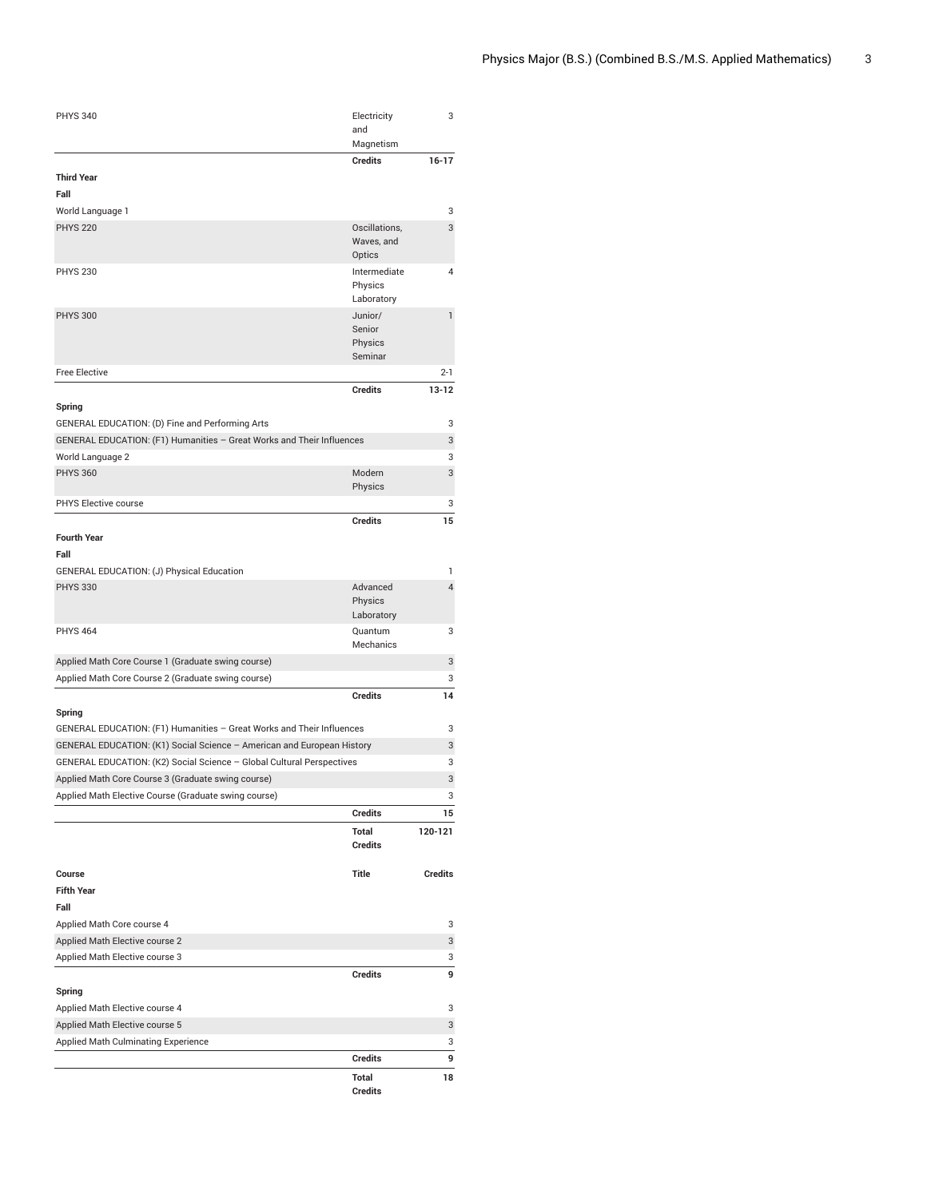| | | |
|---|---|---|
| PHYS 340 | Electricity and Magnetism | 3 |
| | **Credits** | **16-17** |
| **Third Year** | | |
| **Fall** | | |
| World Language 1 | | 3 |
| PHYS 220 | Oscillations, Waves, and Optics | 3 |
| PHYS 230 | Intermediate Physics Laboratory | 4 |
| PHYS 300 | Junior/ Senior Physics Seminar | 1 |
| Free Elective | | 2-1 |
| | **Credits** | **13-12** |
| **Spring** | | |
| GENERAL EDUCATION: (D) Fine and Performing Arts | | 3 |
| GENERAL EDUCATION: (F1) Humanities – Great Works and Their Influences | | 3 |
| World Language 2 | | 3 |
| PHYS 360 | Modern Physics | 3 |
| PHYS Elective course | | 3 |
| | **Credits** | **15** |
| **Fourth Year** | | |
| **Fall** | | |
| GENERAL EDUCATION: (J) Physical Education | | 1 |
| PHYS 330 | Advanced Physics Laboratory | 4 |
| PHYS 464 | Quantum Mechanics | 3 |
| Applied Math Core Course 1 (Graduate swing course) | | 3 |
| Applied Math Core Course 2 (Graduate swing course) | | 3 |
| | **Credits** | **14** |
| **Spring** | | |
| GENERAL EDUCATION: (F1) Humanities – Great Works and Their Influences | | 3 |
| GENERAL EDUCATION: (K1) Social Science – American and European History | | 3 |
| GENERAL EDUCATION: (K2) Social Science – Global Cultural Perspectives | | 3 |
| Applied Math Core Course 3 (Graduate swing course) | | 3 |
| Applied Math Elective Course (Graduate swing course) | | 3 |
| | **Credits** | **15** |
| | **Total Credits** | **120-121** |

| Course | Title | Credits |
|---|---|---|
| **Fifth Year** | | |
| **Fall** | | |
| Applied Math Core course 4 | | 3 |
| Applied Math Elective course 2 | | 3 |
| Applied Math Elective course 3 | | 3 |
| | **Credits** | **9** |
| **Spring** | | |
| Applied Math Elective course 4 | | 3 |
| Applied Math Elective course 5 | | 3 |
| Applied Math Culminating Experience | | 3 |
| | **Credits** | **9** |
| | **Total Credits** | **18** |